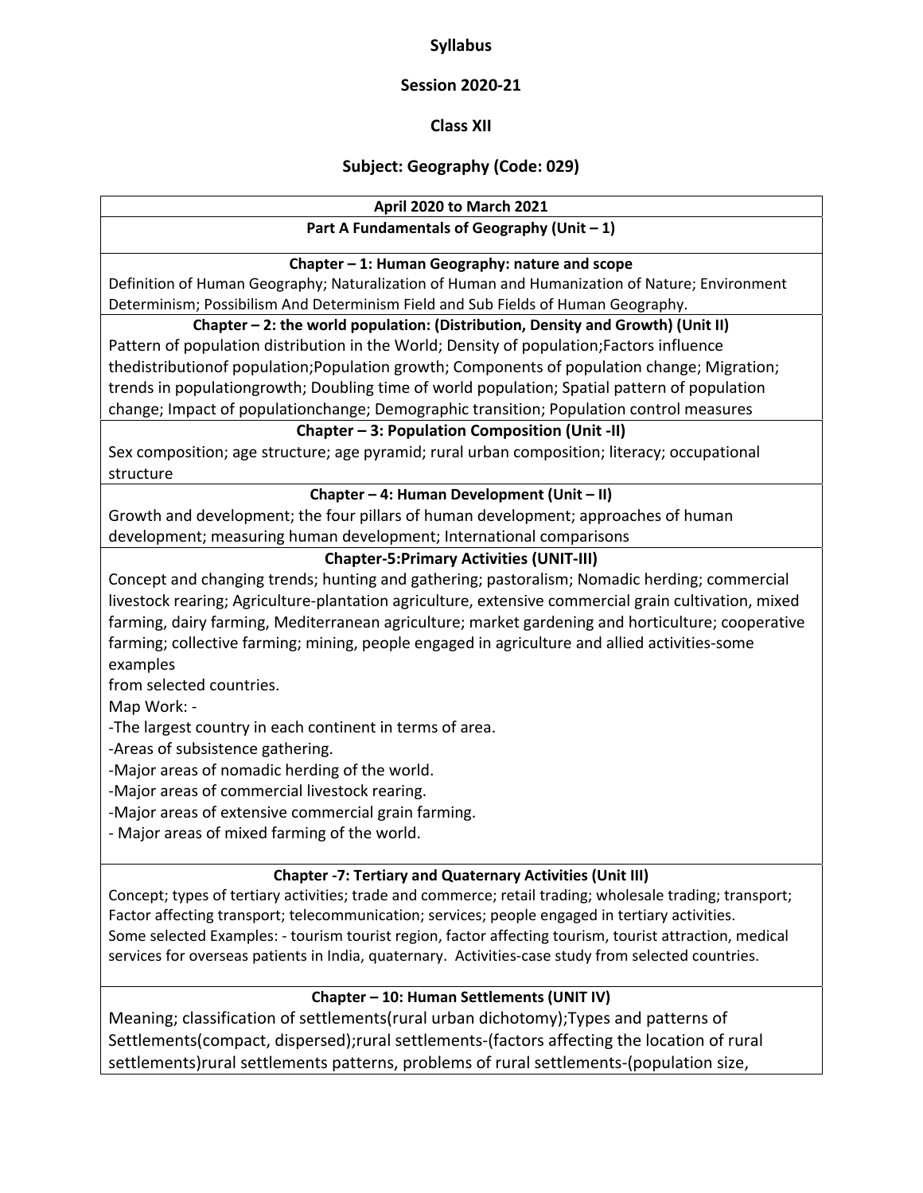**Syllabus**

**Session 2020-21**

**Class XII**

**Subject: Geography (Code: 029)**

**April 2020 to March 2021**

**Part A Fundamentals of Geography (Unit – 1)**

**Chapter – 1: Human Geography: nature and scope**

Definition of Human Geography; Naturalization of Human and Humanization of Nature; Environment Determinism; Possibilism And Determinism Field and Sub Fields of Human Geography.

**Chapter – 2: the world population: (Distribution, Density and Growth) (Unit II)**

Pattern of population distribution in the World; Density of population;Factors influence thedistributionof population;Population growth; Components of population change; Migration; trends in populationgrowth; Doubling time of world population; Spatial pattern of population change; Impact of populationchange; Demographic transition; Population control measures

**Chapter – 3: Population Composition (Unit -II)**

Sex composition; age structure; age pyramid; rural urban composition; literacy; occupational structure

**Chapter – 4: Human Development (Unit – II)**

Growth and development; the four pillars of human development; approaches of human development; measuring human development; International comparisons

**Chapter-5:Primary Activities (UNIT-III)**

Concept and changing trends; hunting and gathering; pastoralism; Nomadic herding; commercial livestock rearing; Agriculture-plantation agriculture, extensive commercial grain cultivation, mixed farming, dairy farming, Mediterranean agriculture; market gardening and horticulture; cooperative farming; collective farming; mining, people engaged in agriculture and allied activities-some examples
from selected countries.

Map Work: -

-The largest country in each continent in terms of area.

-Areas of subsistence gathering.

-Major areas of nomadic herding of the world.

-Major areas of commercial livestock rearing.

-Major areas of extensive commercial grain farming.

- Major areas of mixed farming of the world.

**Chapter -7: Tertiary and Quaternary Activities (Unit III)**

Concept; types of tertiary activities; trade and commerce; retail trading; wholesale trading; transport; Factor affecting transport; telecommunication; services; people engaged in tertiary activities.
Some selected Examples: - tourism tourist region, factor affecting tourism, tourist attraction, medical services for overseas patients in India, quaternary. Activities-case study from selected countries.

**Chapter – 10: Human Settlements (UNIT IV)**

Meaning; classification of settlements(rural urban dichotomy);Types and patterns of Settlements(compact, dispersed);rural settlements-(factors affecting the location of rural settlements)rural settlements patterns, problems of rural settlements-(population size,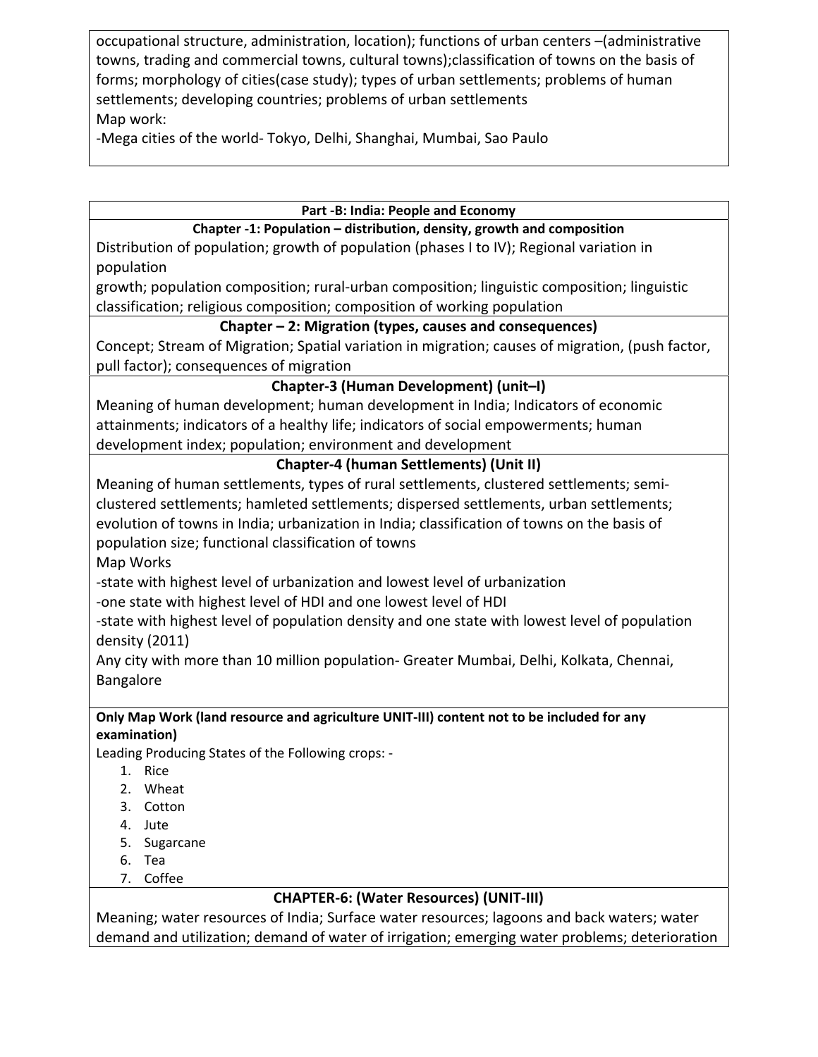occupational structure, administration, location); functions of urban centers –(administrative towns, trading and commercial towns, cultural towns);classification of towns on the basis of forms; morphology of cities(case study); types of urban settlements; problems of human settlements; developing countries; problems of urban settlements

Map work:

-Mega cities of the world- Tokyo, Delhi, Shanghai, Mumbai, Sao Paulo

## Part -B: India: People and Economy

### Chapter -1: Population – distribution, density, growth and composition

Distribution of population; growth of population (phases I to IV); Regional variation in population
growth; population composition; rural-urban composition; linguistic composition; linguistic classification; religious composition; composition of working population

### Chapter – 2: Migration (types, causes and consequences)

Concept; Stream of Migration; Spatial variation in migration; causes of migration, (push factor, pull factor); consequences of migration

### Chapter-3 (Human Development) (unit–I)

Meaning of human development; human development in India; Indicators of economic attainments; indicators of a healthy life; indicators of social empowerments; human development index; population; environment and development

### Chapter-4 (human Settlements) (Unit II)

Meaning of human settlements, types of rural settlements, clustered settlements; semi-clustered settlements; hamleted settlements; dispersed settlements, urban settlements; evolution of towns in India; urbanization in India; classification of towns on the basis of population size; functional classification of towns

Map Works

-state with highest level of urbanization and lowest level of urbanization

-one state with highest level of HDI and one lowest level of HDI

-state with highest level of population density and one state with lowest level of population density (2011)

Any city with more than 10 million population- Greater Mumbai, Delhi, Kolkata, Chennai, Bangalore

**Only Map Work (land resource and agriculture UNIT-III) content not to be included for any examination)**

Leading Producing States of the Following crops: -

1. Rice
2. Wheat
3. Cotton
4. Jute
5. Sugarcane
6. Tea
7. Coffee

### CHAPTER-6: (Water Resources) (UNIT-III)

Meaning; water resources of India; Surface water resources; lagoons and back waters; water demand and utilization; demand of water of irrigation; emerging water problems; deterioration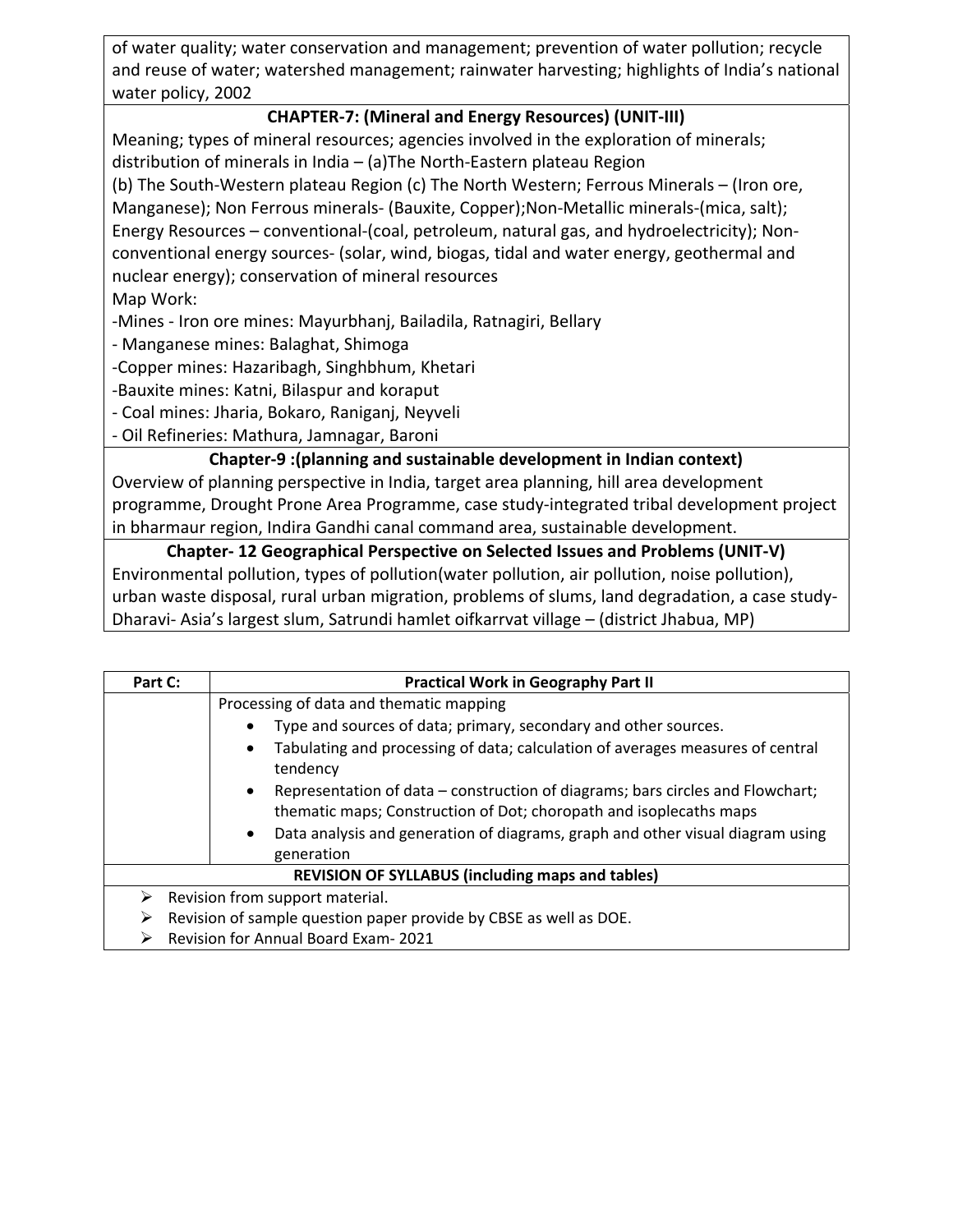of water quality; water conservation and management; prevention of water pollution; recycle and reuse of water; watershed management; rainwater harvesting; highlights of India's national water policy, 2002

**CHAPTER-7: (Mineral and Energy Resources) (UNIT-III)**

Meaning; types of mineral resources; agencies involved in the exploration of minerals; distribution of minerals in India – (a)The North-Eastern plateau Region (b) The South-Western plateau Region (c) The North Western; Ferrous Minerals – (Iron ore, Manganese); Non Ferrous minerals- (Bauxite, Copper);Non-Metallic minerals-(mica, salt); Energy Resources – conventional-(coal, petroleum, natural gas, and hydroelectricity); Non-conventional energy sources- (solar, wind, biogas, tidal and water energy, geothermal and nuclear energy); conservation of mineral resources

Map Work:

-Mines - Iron ore mines: Mayurbhanj, Bailadila, Ratnagiri, Bellary
- Manganese mines: Balaghat, Shimoga
-Copper mines: Hazaribagh, Singhbhum, Khetari
-Bauxite mines: Katni, Bilaspur and koraput
- Coal mines: Jharia, Bokaro, Raniganj, Neyveli
- Oil Refineries: Mathura, Jamnagar, Baroni

**Chapter-9 :(planning and sustainable development in Indian context)**

Overview of planning perspective in India, target area planning, hill area development programme, Drought Prone Area Programme, case study-integrated tribal development project in bharmaur region, Indira Gandhi canal command area, sustainable development.

**Chapter- 12 Geographical Perspective on Selected Issues and Problems (UNIT-V)**

Environmental pollution, types of pollution(water pollution, air pollution, noise pollution), urban waste disposal, rural urban migration, problems of slums, land degradation, a case study- Dharavi- Asia's largest slum, Satrundi hamlet oifkarrvat village – (district Jhabua, MP)

| Part C: | Practical Work in Geography Part II |
|---|---|
| | Processing of data and thematic mapping<br>• Type and sources of data; primary, secondary and other sources.<br>• Tabulating and processing of data; calculation of averages measures of central tendency<br>• Representation of data – construction of diagrams; bars circles and Flowchart; thematic maps; Construction of Dot; choropath and isoplecaths maps<br>• Data analysis and generation of diagrams, graph and other visual diagram using generation |

**REVISION OF SYLLABUS (including maps and tables)**

- Revision from support material.
- Revision of sample question paper provide by CBSE as well as DOE.
- Revision for Annual Board Exam- 2021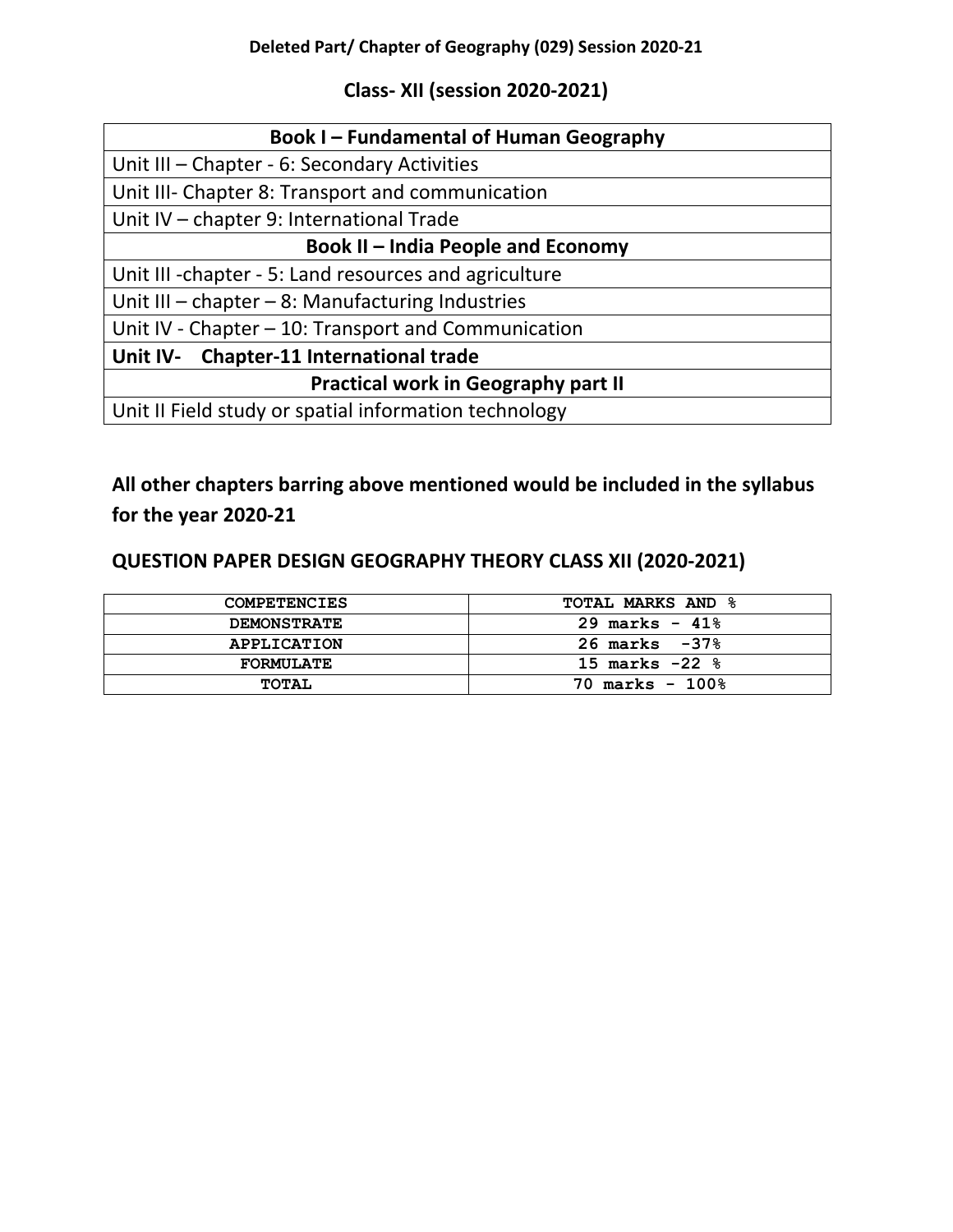**Deleted Part/ Chapter of Geography (029) Session 2020-21**

**Class- XII (session 2020-2021)**

| **Book I – Fundamental of Human Geography** |
|---|
| Unit III – Chapter - 6: Secondary Activities |
| Unit III- Chapter 8: Transport and communication |
| Unit IV – chapter 9: International Trade |
| **Book II – India People and Economy** |
| Unit III -chapter - 5: Land resources and agriculture |
| Unit III – chapter – 8: Manufacturing Industries |
| Unit IV - Chapter – 10: Transport and Communication |
| **Unit IV- Chapter-11 International trade** |
| **Practical work in Geography part II** |
| Unit II Field study or spatial information technology |

**All other chapters barring above mentioned would be included in the syllabus for the year 2020-21**

**QUESTION PAPER DESIGN GEOGRAPHY THEORY CLASS XII (2020-2021)**

| COMPETENCIES | TOTAL MARKS AND % |
|---|---|
| DEMONSTRATE | 29 marks - 41% |
| APPLICATION | 26 marks -37% |
| FORMULATE | 15 marks -22 % |
| TOTAL | 70 marks - 100% |